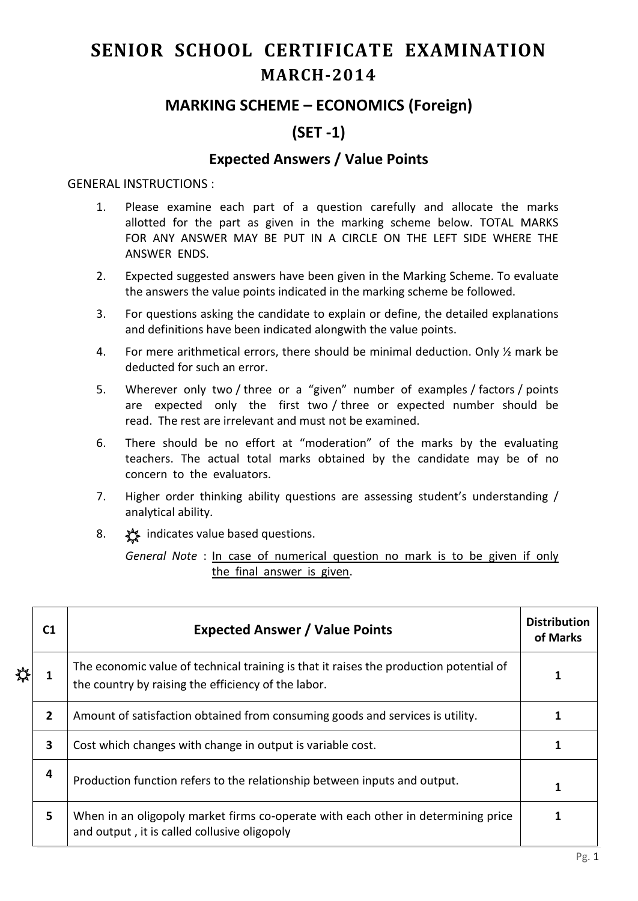# SENIOR SCHOOL CERTIFICATE EXAMINATION

## MARCH-2014

### MARKING SCHEME – ECONOMICS (Foreign)

### (SET -1)

### Expected Answers / Value Points

GENERAL INSTRUCTIONS :

1. Please examine each part of a question carefully and allocate the marks allotted for the part as given in the marking scheme below. TOTAL MARKS FOR ANY ANSWER MAY BE PUT IN A CIRCLE ON THE LEFT SIDE WHERE THE ANSWER ENDS.
2. Expected suggested answers have been given in the Marking Scheme. To evaluate the answers the value points indicated in the marking scheme be followed.
3. For questions asking the candidate to explain or define, the detailed explanations and definitions have been indicated alongwith the value points.
4. For mere arithmetical errors, there should be minimal deduction. Only ½ mark be deducted for such an error.
5. Wherever only two / three or a "given" number of examples / factors / points are expected only the first two / three or expected number should be read. The rest are irrelevant and must not be examined.
6. There should be no effort at "moderation" of the marks by the evaluating teachers. The actual total marks obtained by the candidate may be of no concern to the evaluators.
7. Higher order thinking ability questions are assessing student's understanding / analytical ability.
8. ☼ indicates value based questions.

   *General Note* : In case of numerical question no mark is to be given if only the final answer is given.

| | C1 | Expected Answer / Value Points | Distribution of Marks |
|---|---|---|---|
| ☼ | 1 | The economic value of technical training is that it raises the production potential of the country by raising the efficiency of the labor. | 1 |
| | 2 | Amount of satisfaction obtained from consuming goods and services is utility. | 1 |
| | 3 | Cost which changes with change in output is variable cost. | 1 |
| | 4 | Production function refers to the relationship between inputs and output. | 1 |
| | 5 | When in an oligopoly market firms co-operate with each other in determining price and output , it is called collusive oligopoly | 1 |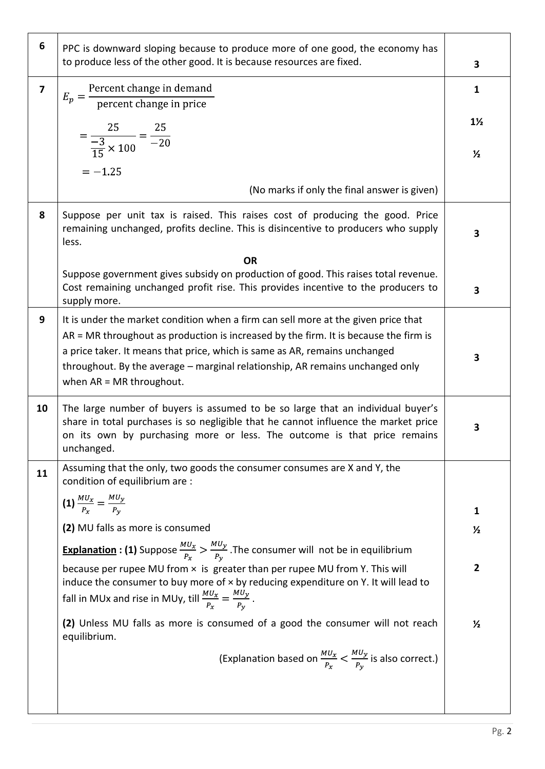| | | |
|---|---|---|
| 6 | PPC is downward sloping because to produce more of one good, the economy has to produce less of the other good. It is because resources are fixed. | 3 |
| 7 | $E_p = \dfrac{\text{Percent change in demand}}{\text{percent change in price}}$<br>$= \dfrac{25}{\frac{-3}{15} \times 100} = \dfrac{25}{-20}$<br>$= -1.25$<br>(No marks if only the final answer is given) | 1<br>1½<br>½ |
| 8 | Suppose per unit tax is raised. This raises cost of producing the good. Price remaining unchanged, profits decline. This is disincentive to producers who supply less.<br>**OR**<br>Suppose government gives subsidy on production of good. This raises total revenue. Cost remaining unchanged profit rise. This provides incentive to the producers to supply more. | 3<br><br>3 |
| 9 | It is under the market condition when a firm can sell more at the given price that AR = MR throughout as production is increased by the firm. It is because the firm is a price taker. It means that price, which is same as AR, remains unchanged throughout. By the average – marginal relationship, AR remains unchanged only when AR = MR throughout. | 3 |
| 10 | The large number of buyers is assumed to be so large that an individual buyer's share in total purchases is so negligible that he cannot influence the market price on its own by purchasing more or less. The outcome is that price remains unchanged. | 3 |
| 11 | Assuming that the only, two goods the consumer consumes are X and Y, the condition of equilibrium are :<br>**(1)** $\frac{MU_x}{P_x} = \frac{MU_y}{P_y}$<br>**(2)** MU falls as more is consumed<br>**Explanation : (1)** Suppose $\frac{MU_x}{P_x} > \frac{MU_y}{P_y}$. The consumer will not be in equilibrium because per rupee MU from × is greater than per rupee MU from Y. This will induce the consumer to buy more of × by reducing expenditure on Y. It will lead to fall in MUx and rise in MUy, till $\frac{MU_x}{P_x} = \frac{MU_y}{P_y}$.<br>**(2)** Unless MU falls as more is consumed of a good the consumer will not reach equilibrium.<br>(Explanation based on $\frac{MU_x}{P_x} < \frac{MU_y}{P_y}$ is also correct.) | <br>1<br>½<br>2<br>½ |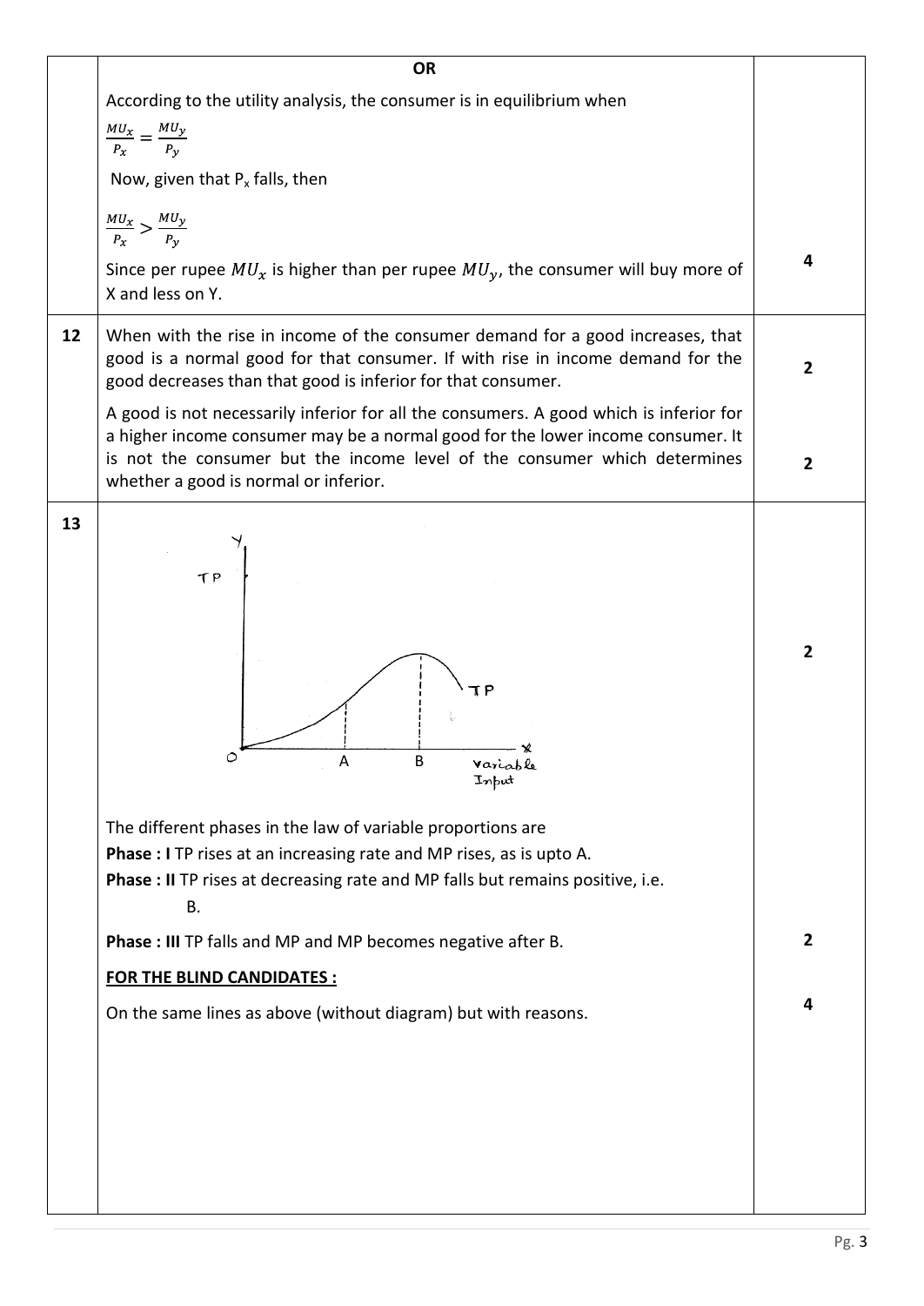| | | |
|---|---|---|
| | **OR**<br><br>According to the utility analysis, the consumer is in equilibrium when<br><br>$\frac{MU_x}{P_x} = \frac{MU_y}{P_y}$<br><br>Now, given that $P_x$ falls, then<br><br>$\frac{MU_x}{P_x} > \frac{MU_y}{P_y}$<br><br>Since per rupee $MU_x$ is higher than per rupee $MU_y$, the consumer will buy more of X and less on Y. | 4 |
| 12 | When with the rise in income of the consumer demand for a good increases, that good is a normal good for that consumer. If with rise in income demand for the good decreases than that good is inferior for that consumer.<br><br>A good is not necessarily inferior for all the consumers. A good which is inferior for a higher income consumer may be a normal good for the lower income consumer. It is not the consumer but the income level of the consumer which determines whether a good is normal or inferior. | 2<br><br>2 |
| 13 | The different phases in the law of variable proportions are<br>**Phase : I** TP rises at an increasing rate and MP rises, as is upto A.<br>**Phase : II** TP rises at decreasing rate and MP falls but remains positive, i.e. B.<br><br>**Phase : III** TP falls and MP and MP becomes negative after B.<br><br>**FOR THE BLIND CANDIDATES :**<br><br>On the same lines as above (without diagram) but with reasons. | 2<br><br>2<br><br>4 |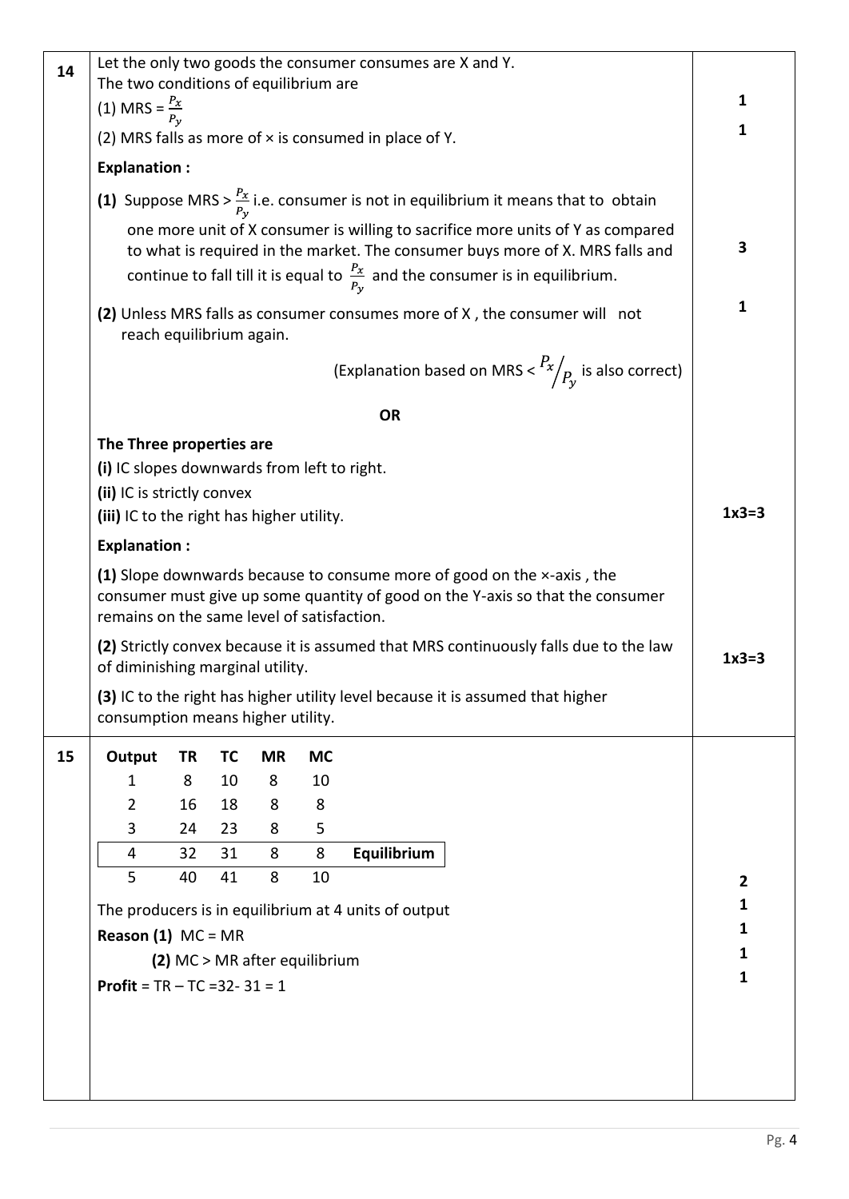| | | |
|---|---|---|
| 14 | Let the only two goods the consumer consumes are X and Y.<br>The two conditions of equilibrium are<br>(1) MRS = $\frac{P_x}{P_y}$<br>(2) MRS falls as more of × is consumed in place of Y.<br>**Explanation :**<br>**(1)** Suppose MRS > $\frac{P_x}{P_y}$ i.e. consumer is not in equilibrium it means that to obtain one more unit of X consumer is willing to sacrifice more units of Y as compared to what is required in the market. The consumer buys more of X. MRS falls and continue to fall till it is equal to $\frac{P_x}{P_y}$ and the consumer is in equilibrium.<br>**(2)** Unless MRS falls as consumer consumes more of X , the consumer will not reach equilibrium again.<br>(Explanation based on MRS < $P_x/P_y$ is also correct)<br>**OR**<br>**The Three properties are**<br>**(i)** IC slopes downwards from left to right.<br>**(ii)** IC is strictly convex<br>**(iii)** IC to the right has higher utility.<br>**Explanation :**<br>**(1)** Slope downwards because to consume more of good on the ×-axis , the consumer must give up some quantity of good on the Y-axis so that the consumer remains on the same level of satisfaction.<br>**(2)** Strictly convex because it is assumed that MRS continuously falls due to the law of diminishing marginal utility.<br>**(3)** IC to the right has higher utility level because it is assumed that higher consumption means higher utility. | 1<br>1<br><br>3<br><br>1<br><br><br><br><br><br>1x3=3<br><br><br><br>1x3=3 |
| 15 | (see table below)<br>The producers is in equilibrium at 4 units of output<br>**Reason (1)** MC = MR<br>**(2)** MC > MR after equilibrium<br>**Profit** = TR – TC =32- 31 = 1 | 2<br>1<br>1<br>1<br>1 |

| Output | TR | TC | MR | MC | |
|---|---|---|---|---|---|
| 1 | 8 | 10 | 8 | 10 | |
| 2 | 16 | 18 | 8 | 8 | |
| 3 | 24 | 23 | 8 | 5 | |
| 4 | 32 | 31 | 8 | 8 | **Equilibrium** |
| 5 | 40 | 41 | 8 | 10 | |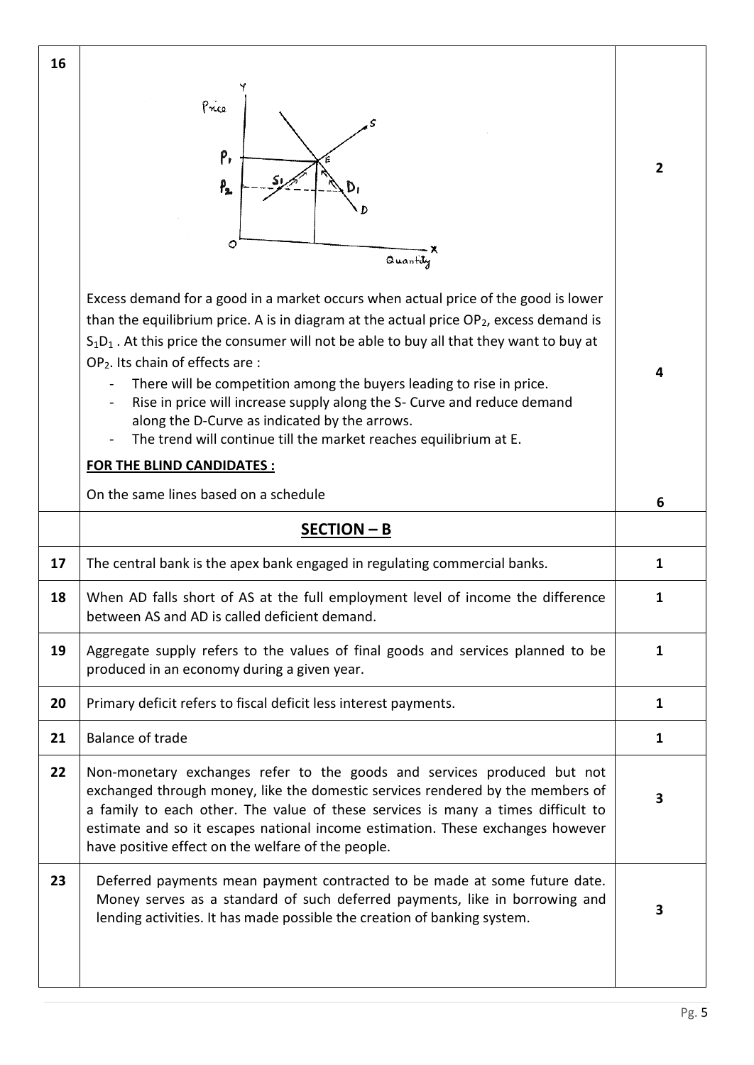| | | |
|---|---|---|
| 16 | | 2 |
| | Excess demand for a good in a market occurs when actual price of the good is lower than the equilibrium price. A is in diagram at the actual price $OP_2$, excess demand is $S_1D_1$ . At this price the consumer will not be able to buy all that they want to buy at $OP_2$. Its chain of effects are :<br>- There will be competition among the buyers leading to rise in price.<br>- Rise in price will increase supply along the S- Curve and reduce demand along the D-Curve as indicated by the arrows.<br>- The trend will continue till the market reaches equilibrium at E.<br><br>**FOR THE BLIND CANDIDATES :**<br><br>On the same lines based on a schedule | 4<br><br><br><br><br><br>6 |
| | **SECTION – B** | |
| 17 | The central bank is the apex bank engaged in regulating commercial banks. | 1 |
| 18 | When AD falls short of AS at the full employment level of income the difference between AS and AD is called deficient demand. | 1 |
| 19 | Aggregate supply refers to the values of final goods and services planned to be produced in an economy during a given year. | 1 |
| 20 | Primary deficit refers to fiscal deficit less interest payments. | 1 |
| 21 | Balance of trade | 1 |
| 22 | Non-monetary exchanges refer to the goods and services produced but not exchanged through money, like the domestic services rendered by the members of a family to each other. The value of these services is many a times difficult to estimate and so it escapes national income estimation. These exchanges however have positive effect on the welfare of the people. | 3 |
| 23 | Deferred payments mean payment contracted to be made at some future date. Money serves as a standard of such deferred payments, like in borrowing and lending activities. It has made possible the creation of banking system. | 3 |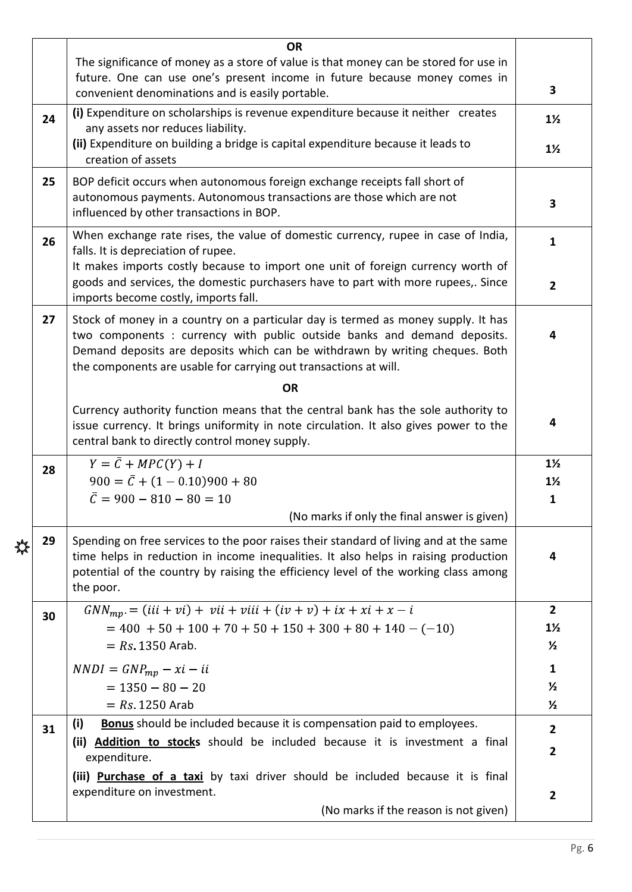| | | |
|---|---|---|
| | **OR**<br>The significance of money as a store of value is that money can be stored for use in future. One can use one's present income in future because money comes in convenient denominations and is easily portable. | 3 |
| 24 | **(i)** Expenditure on scholarships is revenue expenditure because it neither creates any assets nor reduces liability.<br>**(ii)** Expenditure on building a bridge is capital expenditure because it leads to creation of assets | 1½<br>1½ |
| 25 | BOP deficit occurs when autonomous foreign exchange receipts fall short of autonomous payments. Autonomous transactions are those which are not influenced by other transactions in BOP. | 3 |
| 26 | When exchange rate rises, the value of domestic currency, rupee in case of India, falls. It is depreciation of rupee.<br>It makes imports costly because to import one unit of foreign currency worth of goods and services, the domestic purchasers have to part with more rupees,. Since imports become costly, imports fall. | 1<br><br>2 |
| 27 | Stock of money in a country on a particular day is termed as money supply. It has two components : currency with public outside banks and demand deposits. Demand deposits are deposits which can be withdrawn by writing cheques. Both the components are usable for carrying out transactions at will.<br>**OR**<br>Currency authority function means that the central bank has the sole authority to issue currency. It brings uniformity in note circulation. It also gives power to the central bank to directly control money supply. | 4<br><br><br>4 |
| 28 | $Y = \bar{C} + MPC(Y) + I$<br>$900 = \bar{C} + (1 - 0.10)900 + 80$<br>$\bar{C} = 900 - 810 - 80 = 10$<br>(No marks if only the final answer is given) | 1½<br>1½<br>1 |
| 29 | Spending on free services to the poor raises their standard of living and at the same time helps in reduction in income inequalities. It also helps in raising production potential of the country by raising the efficiency level of the working class among the poor. | 4 |
| 30 | $GNN_{mp.} = (iii + vi) + vii + viii + (iv + v) + ix + xi + x - i$<br>$= 400 + 50 + 100 + 70 + 50 + 150 + 300 + 80 + 140 - (-10)$<br>$= Rs. 1350$ Arab.<br>$NNDI = GNP_{mp} - xi - ii$<br>$= 1350 - 80 - 20$<br>$= Rs. 1250$ Arab | 2<br>1½<br>½<br>1<br>½<br>½ |
| 31 | **(i)** **Bonus** should be included because it is compensation paid to employees.<br>**(ii)** **Addition to stocks** should be included because it is investment a final expenditure.<br>**(iii)** **Purchase of a taxi** by taxi driver should be included because it is final expenditure on investment.<br>(No marks if the reason is not given) | 2<br>2<br><br>2 |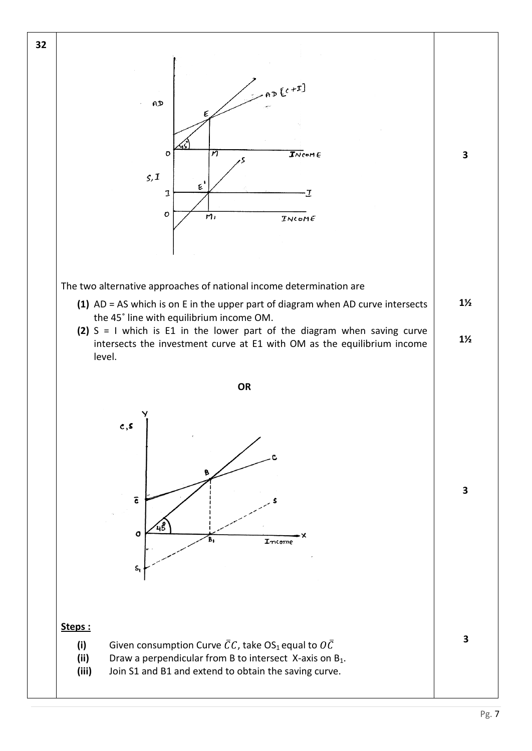| 32 | | |
|---|---|---|
| | The two alternative approaches of national income determination are<br>**(1)** AD = AS which is on E in the upper part of diagram when AD curve intersects the 45˚ line with equilibrium income OM.<br>**(2)** S = I which is E1 in the lower part of the diagram when saving curve intersects the investment curve at E1 with OM as the equilibrium income level. | 3<br><br>1½<br><br>1½ |
| | **OR** | |
| | **Steps :**<br>**(i)** Given consumption Curve $\bar{C}C$, take $OS_1$ equal to $O\bar{C}$<br>**(ii)** Draw a perpendicular from B to intersect X-axis on $B_1$.<br>**(iii)** Join S1 and B1 and extend to obtain the saving curve. | 3<br><br>3 |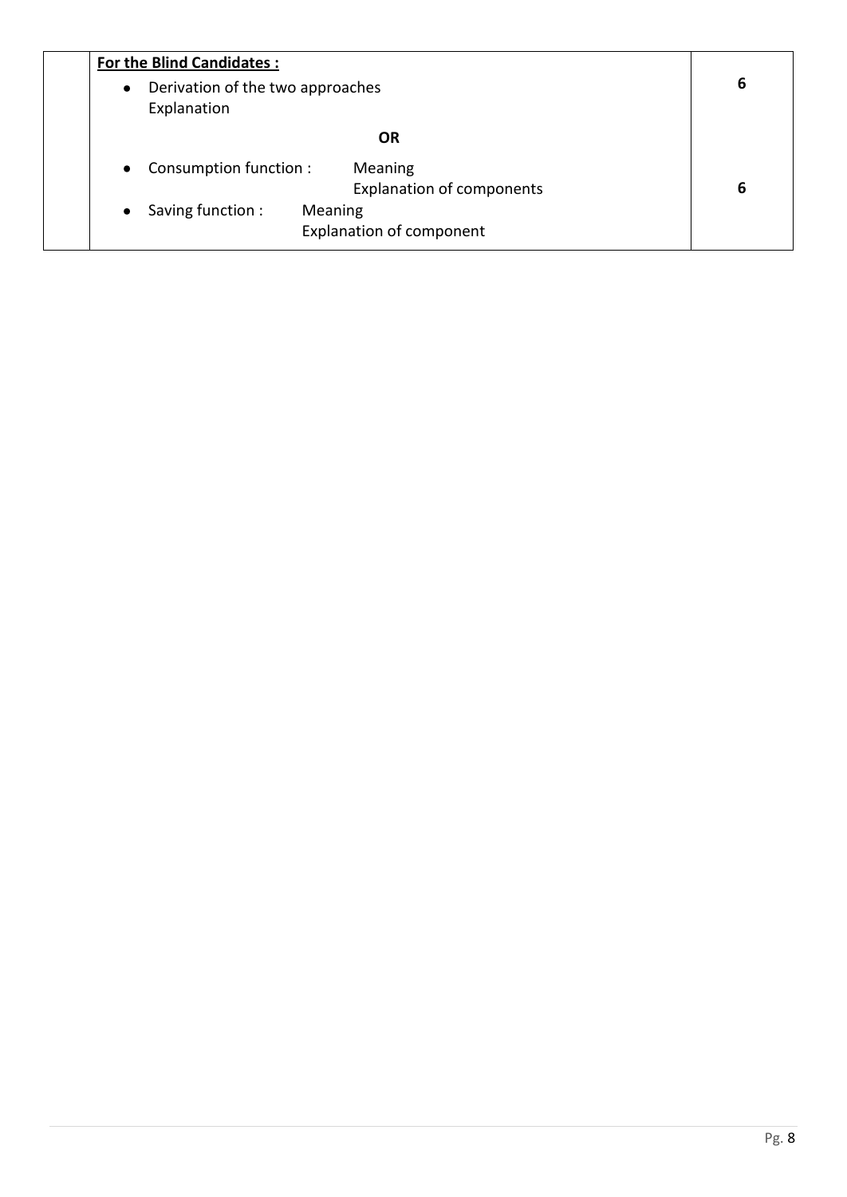| | | |
|---|---|---|
| | **For the Blind Candidates :** <br> • Derivation of the two approaches <br> Explanation | **6** |
| | **OR** | |
| | • Consumption function : Meaning <br> Explanation of components <br> • Saving function : Meaning <br> Explanation of component | **6** |